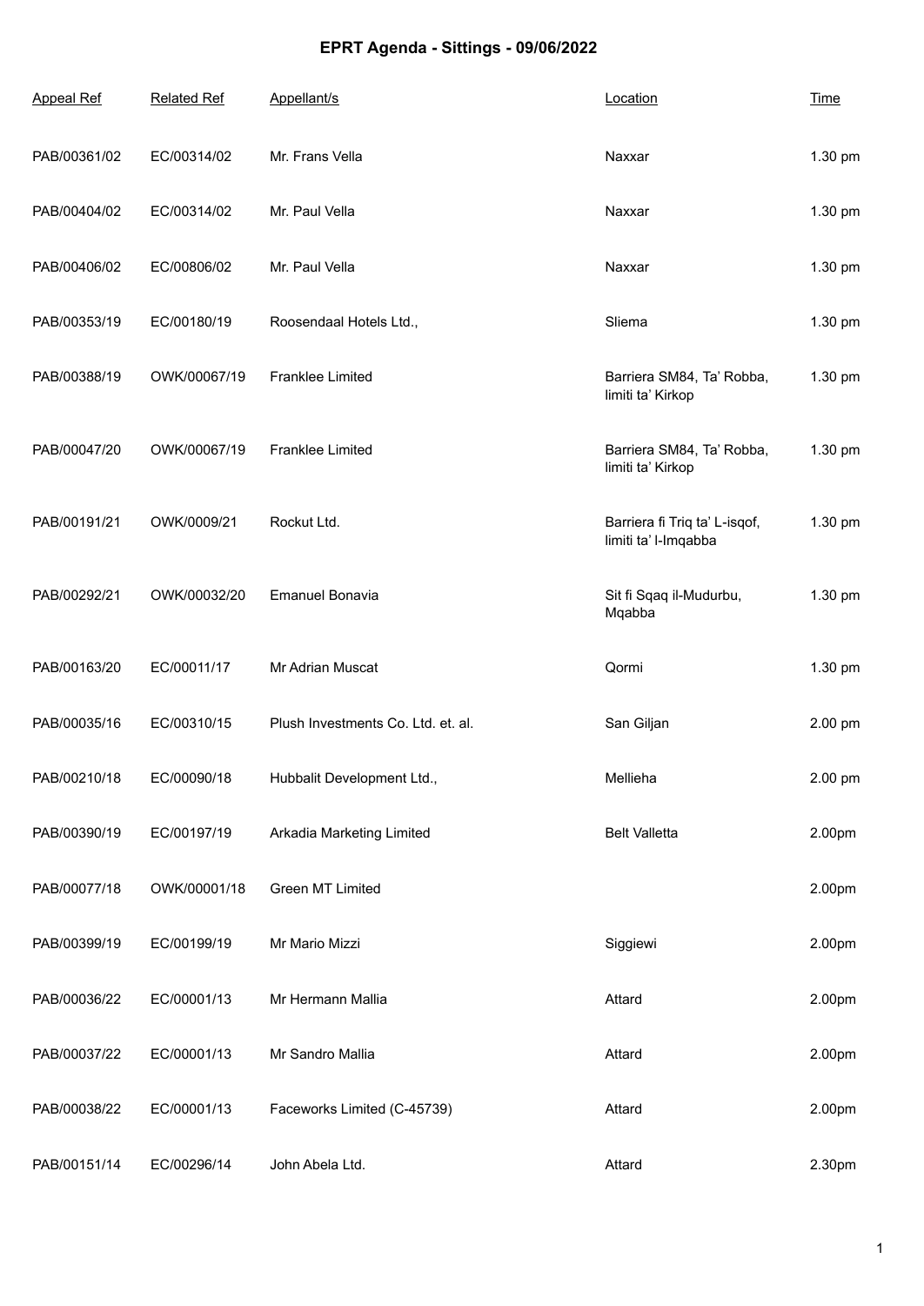# EPRT Agenda - Sittings - 09/06/2022

| Appeal Ref | Related Ref | Appellant/s | Location | Time |
| --- | --- | --- | --- | --- |
| PAB/00361/02 | EC/00314/02 | Mr. Frans Vella | Naxxar | 1.30 pm |
| PAB/00404/02 | EC/00314/02 | Mr. Paul Vella | Naxxar | 1.30 pm |
| PAB/00406/02 | EC/00806/02 | Mr. Paul Vella | Naxxar | 1.30 pm |
| PAB/00353/19 | EC/00180/19 | Roosendaal Hotels Ltd., | Sliema | 1.30 pm |
| PAB/00388/19 | OWK/00067/19 | Franklee Limited | Barriera SM84, Ta' Robba, limiti ta' Kirkop | 1.30 pm |
| PAB/00047/20 | OWK/00067/19 | Franklee Limited | Barriera SM84, Ta' Robba, limiti ta' Kirkop | 1.30 pm |
| PAB/00191/21 | OWK/0009/21 | Rockut Ltd. | Barriera fi Triq ta' L-isqof, limiti ta' l-Imqabba | 1.30 pm |
| PAB/00292/21 | OWK/00032/20 | Emanuel Bonavia | Sit fi Sqaq il-Mudurbu, Mqabba | 1.30 pm |
| PAB/00163/20 | EC/00011/17 | Mr Adrian Muscat | Qormi | 1.30 pm |
| PAB/00035/16 | EC/00310/15 | Plush Investments Co. Ltd. et. al. | San Giljan | 2.00 pm |
| PAB/00210/18 | EC/00090/18 | Hubbalit Development Ltd., | Mellieha | 2.00 pm |
| PAB/00390/19 | EC/00197/19 | Arkadia Marketing Limited | Belt Valletta | 2.00pm |
| PAB/00077/18 | OWK/00001/18 | Green MT Limited | | 2.00pm |
| PAB/00399/19 | EC/00199/19 | Mr Mario Mizzi | Siggiewi | 2.00pm |
| PAB/00036/22 | EC/00001/13 | Mr Hermann Mallia | Attard | 2.00pm |
| PAB/00037/22 | EC/00001/13 | Mr Sandro Mallia | Attard | 2.00pm |
| PAB/00038/22 | EC/00001/13 | Faceworks Limited (C-45739) | Attard | 2.00pm |
| PAB/00151/14 | EC/00296/14 | John Abela Ltd. | Attard | 2.30pm |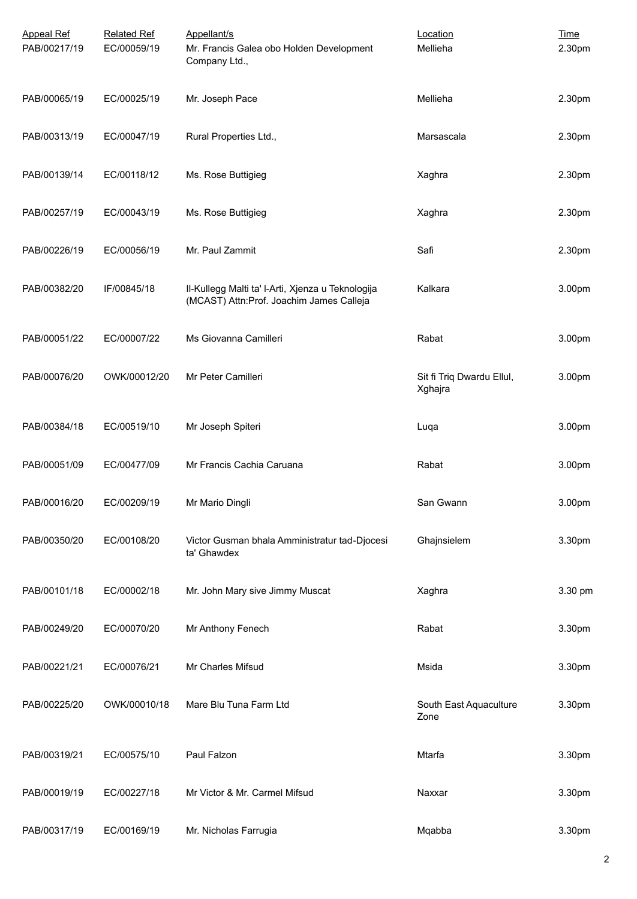| Appeal Ref | Related Ref | Appellant/s | Location | Time |
|---|---|---|---|---|
| PAB/00217/19 | EC/00059/19 | Mr. Francis Galea obo Holden Development Company Ltd., | Mellieha | 2.30pm |
| PAB/00065/19 | EC/00025/19 | Mr. Joseph Pace | Mellieha | 2.30pm |
| PAB/00313/19 | EC/00047/19 | Rural Properties Ltd., | Marsascala | 2.30pm |
| PAB/00139/14 | EC/00118/12 | Ms. Rose Buttigieg | Xaghra | 2.30pm |
| PAB/00257/19 | EC/00043/19 | Ms. Rose Buttigieg | Xaghra | 2.30pm |
| PAB/00226/19 | EC/00056/19 | Mr. Paul Zammit | Safi | 2.30pm |
| PAB/00382/20 | IF/00845/18 | Il-Kullegg Malti ta' l-Arti, Xjenza u Teknologija (MCAST) Attn:Prof. Joachim James Calleja | Kalkara | 3.00pm |
| PAB/00051/22 | EC/00007/22 | Ms Giovanna Camilleri | Rabat | 3.00pm |
| PAB/00076/20 | OWK/00012/20 | Mr Peter Camilleri | Sit fi Triq Dwardu Ellul, Xghajra | 3.00pm |
| PAB/00384/18 | EC/00519/10 | Mr Joseph Spiteri | Luqa | 3.00pm |
| PAB/00051/09 | EC/00477/09 | Mr Francis Cachia Caruana | Rabat | 3.00pm |
| PAB/00016/20 | EC/00209/19 | Mr Mario Dingli | San Gwann | 3.00pm |
| PAB/00350/20 | EC/00108/20 | Victor Gusman bhala Amministratur tad-Djocesi ta' Ghawdex | Ghajnsielem | 3.30pm |
| PAB/00101/18 | EC/00002/18 | Mr. John Mary sive Jimmy Muscat | Xaghra | 3.30 pm |
| PAB/00249/20 | EC/00070/20 | Mr Anthony Fenech | Rabat | 3.30pm |
| PAB/00221/21 | EC/00076/21 | Mr Charles Mifsud | Msida | 3.30pm |
| PAB/00225/20 | OWK/00010/18 | Mare Blu Tuna Farm Ltd | South East Aquaculture Zone | 3.30pm |
| PAB/00319/21 | EC/00575/10 | Paul Falzon | Mtarfa | 3.30pm |
| PAB/00019/19 | EC/00227/18 | Mr Victor & Mr. Carmel Mifsud | Naxxar | 3.30pm |
| PAB/00317/19 | EC/00169/19 | Mr. Nicholas Farrugia | Mqabba | 3.30pm |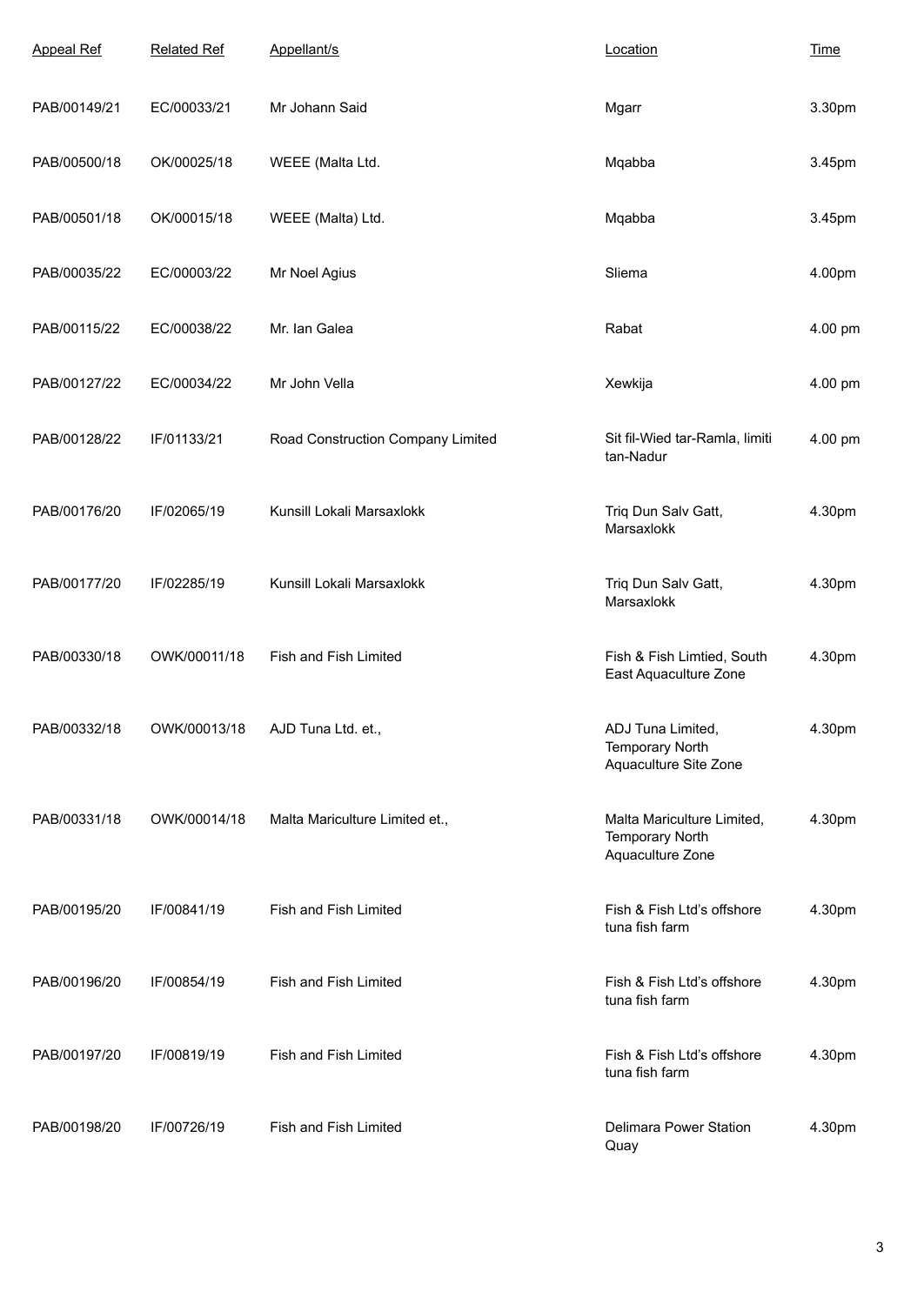| Appeal Ref | Related Ref | Appellant/s | Location | Time |
|---|---|---|---|---|
| PAB/00149/21 | EC/00033/21 | Mr Johann Said | Mgarr | 3.30pm |
| PAB/00500/18 | OK/00025/18 | WEEE (Malta Ltd. | Mqabba | 3.45pm |
| PAB/00501/18 | OK/00015/18 | WEEE (Malta) Ltd. | Mqabba | 3.45pm |
| PAB/00035/22 | EC/00003/22 | Mr Noel Agius | Sliema | 4.00pm |
| PAB/00115/22 | EC/00038/22 | Mr. Ian Galea | Rabat | 4.00 pm |
| PAB/00127/22 | EC/00034/22 | Mr John Vella | Xewkija | 4.00 pm |
| PAB/00128/22 | IF/01133/21 | Road Construction Company Limited | Sit fil-Wied tar-Ramla, limiti tan-Nadur | 4.00 pm |
| PAB/00176/20 | IF/02065/19 | Kunsill Lokali Marsaxlokk | Triq Dun Salv Gatt, Marsaxlokk | 4.30pm |
| PAB/00177/20 | IF/02285/19 | Kunsill Lokali Marsaxlokk | Triq Dun Salv Gatt, Marsaxlokk | 4.30pm |
| PAB/00330/18 | OWK/00011/18 | Fish and Fish Limited | Fish & Fish Limtied, South East Aquaculture Zone | 4.30pm |
| PAB/00332/18 | OWK/00013/18 | AJD Tuna Ltd. et., | ADJ Tuna Limited, Temporary North Aquaculture Site Zone | 4.30pm |
| PAB/00331/18 | OWK/00014/18 | Malta Mariculture Limited et., | Malta Mariculture Limited, Temporary North Aquaculture Zone | 4.30pm |
| PAB/00195/20 | IF/00841/19 | Fish and Fish Limited | Fish & Fish Ltd's offshore tuna fish farm | 4.30pm |
| PAB/00196/20 | IF/00854/19 | Fish and Fish Limited | Fish & Fish Ltd's offshore tuna fish farm | 4.30pm |
| PAB/00197/20 | IF/00819/19 | Fish and Fish Limited | Fish & Fish Ltd's offshore tuna fish farm | 4.30pm |
| PAB/00198/20 | IF/00726/19 | Fish and Fish Limited | Delimara Power Station Quay | 4.30pm |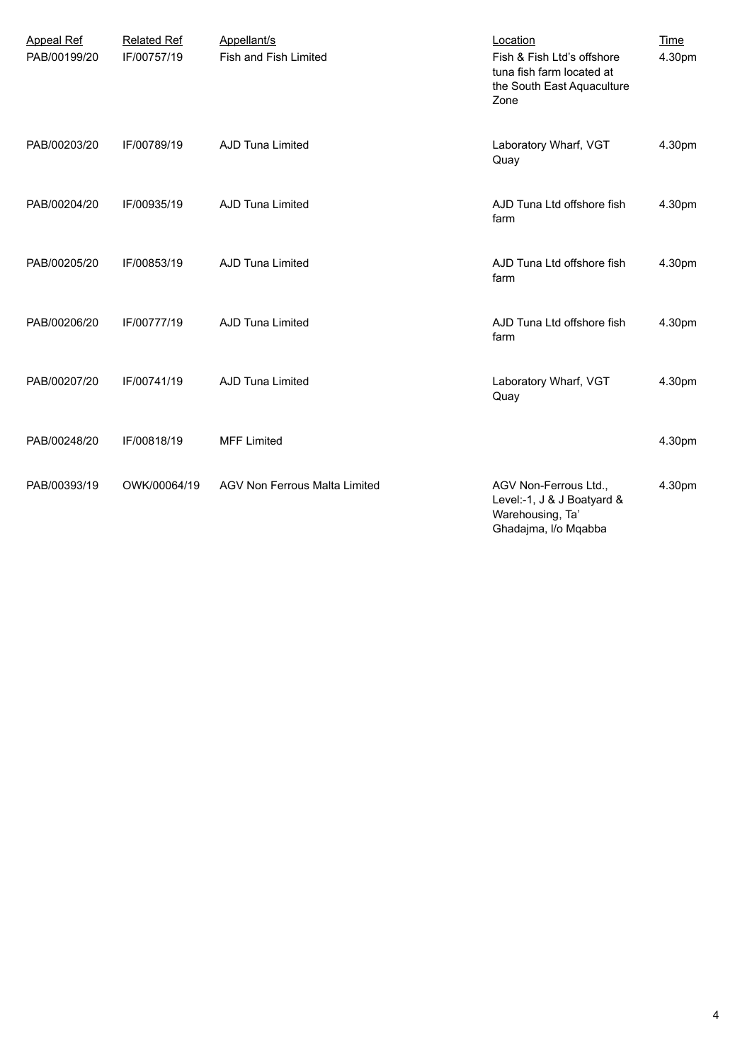| Appeal Ref | Related Ref | Appellant/s | Location | Time |
|---|---|---|---|---|
| PAB/00199/20 | IF/00757/19 | Fish and Fish Limited | Fish & Fish Ltd's offshore tuna fish farm located at the South East Aquaculture Zone | 4.30pm |
| PAB/00203/20 | IF/00789/19 | AJD Tuna Limited | Laboratory Wharf, VGT Quay | 4.30pm |
| PAB/00204/20 | IF/00935/19 | AJD Tuna Limited | AJD Tuna Ltd offshore fish farm | 4.30pm |
| PAB/00205/20 | IF/00853/19 | AJD Tuna Limited | AJD Tuna Ltd offshore fish farm | 4.30pm |
| PAB/00206/20 | IF/00777/19 | AJD Tuna Limited | AJD Tuna Ltd offshore fish farm | 4.30pm |
| PAB/00207/20 | IF/00741/19 | AJD Tuna Limited | Laboratory Wharf, VGT Quay | 4.30pm |
| PAB/00248/20 | IF/00818/19 | MFF Limited | | 4.30pm |
| PAB/00393/19 | OWK/00064/19 | AGV Non Ferrous Malta Limited | AGV Non-Ferrous Ltd., Level:-1, J & J Boatyard & Warehousing, Ta' Ghadajma, l/o Mqabba | 4.30pm |